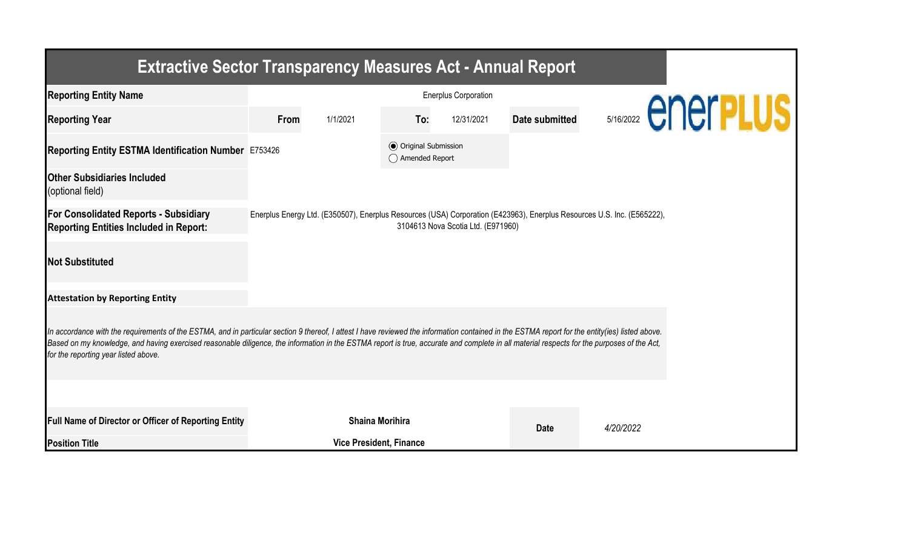# Extractive Sector Transparency Measures Act - Annual Report

| | | | | | | |
|---|---|---|---|---|---|---|
| **Reporting Entity Name** | Enerplus Corporation | | | | | |
| **Reporting Year** | **From** | 1/1/2021 | **To:** | 12/31/2021 | **Date submitted** | 5/16/2022 |
| **Reporting Entity ESTMA Identification Number** | E753426 | | ◉ Original Submission ◯ Amended Report | | | |
| **Other Subsidiaries Included** (optional field) | | | | | | |
| **For Consolidated Reports - Subsidiary Reporting Entities Included in Report:** | Enerplus Energy Ltd. (E350507), Enerplus Resources (USA) Corporation (E423963), Enerplus Resources U.S. Inc. (E565222), 3104613 Nova Scotia Ltd. (E971960) | | | | | |
| **Not Substituted** | | | | | | |

**Attestation by Reporting Entity**

*In accordance with the requirements of the ESTMA, and in particular section 9 thereof, I attest I have reviewed the information contained in the ESTMA report for the entity(ies) listed above. Based on my knowledge, and having exercised reasonable diligence, the information in the ESTMA report is true, accurate and complete in all material respects for the purposes of the Act, for the reporting year listed above.*

| | | | |
|---|---|---|---|
| **Full Name of Director or Officer of Reporting Entity** | **Shaina Morihira** | **Date** | *4/20/2022* |
| **Position Title** | **Vice President, Finance** | | |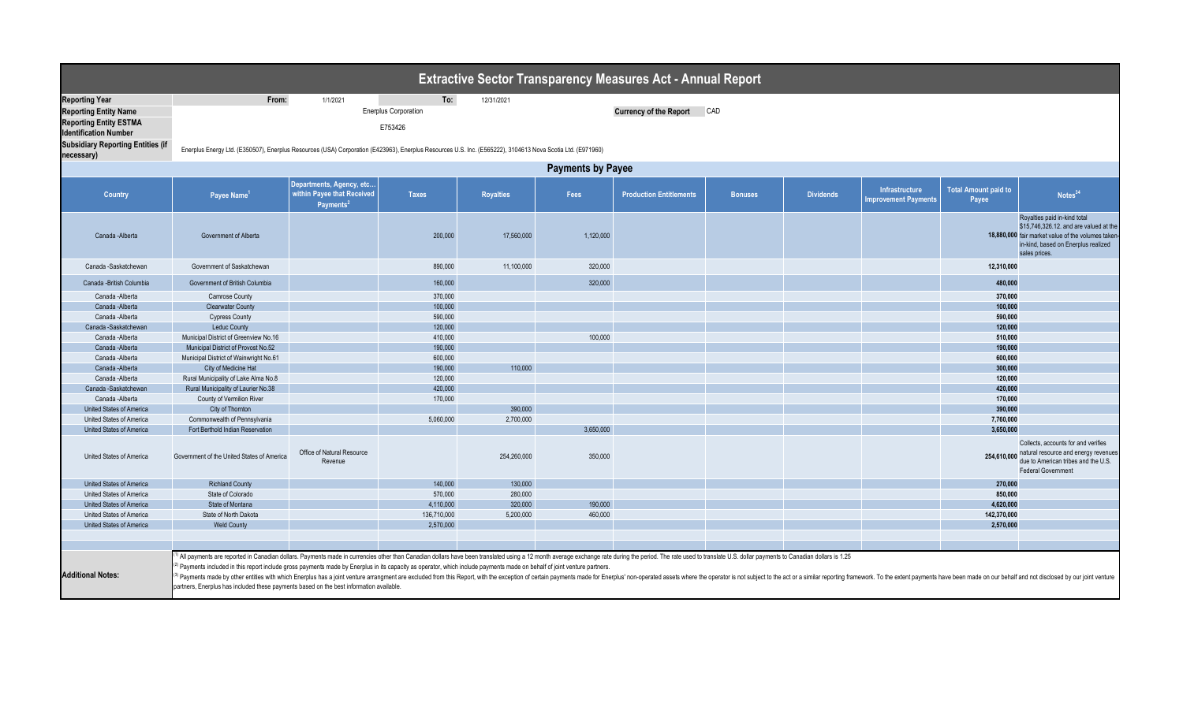# Extractive Sector Transparency Measures Act - Annual Report

| | | | | |
|---|---|---|---|---|
| **Reporting Year** | From: 1/1/2021 | To: 12/31/2021 | | |
| **Reporting Entity Name** | Enerplus Corporation | | **Currency of the Report** | CAD |
| **Reporting Entity ESTMA Identification Number** | E753426 | | | |
| **Subsidiary Reporting Entities (if necessary)** | Enerplus Energy Ltd. (E350507), Enerplus Resources (USA) Corporation (E423963), Enerplus Resources U.S. Inc. (E565222), 3104613 Nova Scotia Ltd. (E971960) | | | |

## Payments by Payee

| Country | Payee Name[1] | Departments, Agency, etc... within Payee that Received Payments[2] | Taxes | Royalties | Fees | Production Entitlements | Bonuses | Dividends | Infrastructure Improvement Payments | Total Amount paid to Payee | Notes[34] |
|---|---|---|---|---|---|---|---|---|---|---|---|
| Canada -Alberta | Government of Alberta | | 200,000 | 17,560,000 | 1,120,000 | | | | | 18,880,000 | Royalties paid in-kind total $15,746,326.12. and are valued at the fair market value of the volumes taken-in-kind, based on Enerplus realized sales prices. |
| Canada -Saskatchewan | Government of Saskatchewan | | 890,000 | 11,100,000 | 320,000 | | | | | 12,310,000 | |
| Canada -British Columbia | Government of British Columbia | | 160,000 | | 320,000 | | | | | 480,000 | |
| Canada -Alberta | Camrose County | | 370,000 | | | | | | | 370,000 | |
| Canada -Alberta | Clearwater County | | 100,000 | | | | | | | 100,000 | |
| Canada -Alberta | Cypress County | | 590,000 | | | | | | | 590,000 | |
| Canada -Saskatchewan | Leduc County | | 120,000 | | | | | | | 120,000 | |
| Canada -Alberta | Municipal District of Greenview No.16 | | 410,000 | | 100,000 | | | | | 510,000 | |
| Canada -Alberta | Municipal District of Provost No.52 | | 190,000 | | | | | | | 190,000 | |
| Canada -Alberta | Municipal District of Wainwright No.61 | | 600,000 | | | | | | | 600,000 | |
| Canada -Alberta | City of Medicine Hat | | 190,000 | 110,000 | | | | | | 300,000 | |
| Canada -Alberta | Rural Municipality of Lake Alma No.8 | | 120,000 | | | | | | | 120,000 | |
| Canada -Saskatchewan | Rural Municipality of Laurier No.38 | | 420,000 | | | | | | | 420,000 | |
| Canada -Alberta | County of Vermilion River | | 170,000 | | | | | | | 170,000 | |
| United States of America | City of Thornton | | | 390,000 | | | | | | 390,000 | |
| United States of America | Commonwealth of Pennsylvania | | 5,060,000 | 2,700,000 | | | | | | 7,760,000 | |
| United States of America | Fort Berthold Indian Reservation | | | | 3,650,000 | | | | | 3,650,000 | |
| United States of America | Government of the United States of America | Office of Natural Resource Revenue | | 254,260,000 | 350,000 | | | | | 254,610,000 | Collects, accounts for and verifies natural resource and energy revenues due to American tribes and the U.S. Federal Government |
| United States of America | Richland County | | 140,000 | 130,000 | | | | | | 270,000 | |
| United States of America | State of Colorado | | 570,000 | 280,000 | | | | | | 850,000 | |
| United States of America | State of Montana | | 4,110,000 | 320,000 | 190,000 | | | | | 4,620,000 | |
| United States of America | State of North Dakota | | 136,710,000 | 5,200,000 | 460,000 | | | | | 142,370,000 | |
| United States of America | Weld County | | 2,570,000 | | | | | | | 2,570,000 | |

**Additional Notes:**

[1] All payments are reported in Canadian dollars. Payments made in currencies other than Canadian dollars have been translated using a 12 month average exchange rate during the period. The rate used to translate U.S. dollar payments to Canadian dollars is 1.25

[2] Payments included in this report include gross payments made by Enerplus in its capacity as operator, which include payments made on behalf of joint venture partners.

[3] Payments made by other entities with which Enerplus has a joint venture arrangment are excluded from this Report, with the exception of certain payments made for Enerplus' non-operated assets where the operator is not subject to the act or a similar reporting framework. To the extent payments have been made on our behalf and not disclosed by our joint venture partners, Enerplus has included these payments based on the best information available.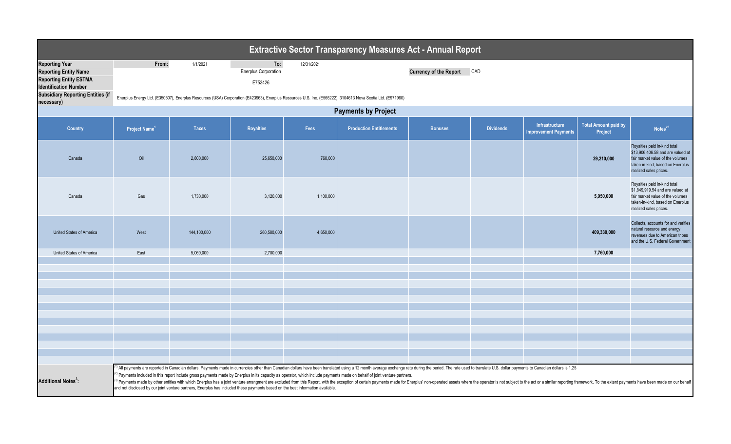# Extractive Sector Transparency Measures Act - Annual Report

| | | | | | |
|---|---|---|---|---|---|
| **Reporting Year** | **From:** | 1/1/2021 | **To:** | 12/31/2021 | |
| **Reporting Entity Name** | | Enerplus Corporation | | **Currency of the Report** | CAD |
| **Reporting Entity ESTMA Identification Number** | | E753426 | | | |
| **Subsidiary Reporting Entities (if necessary)** | Enerplus Energy Ltd. (E350507), Enerplus Resources (USA) Corporation (E423963), Enerplus Resources U.S. Inc. (E565222), 3104613 Nova Scotia Ltd. (E971960) | | | | |

## Payments by Project

| Country | Project Name[1] | Taxes | Royalties | Fees | Production Entitlements | Bonuses | Dividends | Infrastructure Improvement Payments | Total Amount paid by Project | Notes[23] |
|---|---|---|---|---|---|---|---|---|---|---|
| Canada | Oil | 2,800,000 | 25,650,000 | 760,000 | | | | | **29,210,000** | Royalties paid in-kind total $13,906,406.58 and are valued at fair market value of the volumes taken-in-kind, based on Enerplus realized sales prices. |
| Canada | Gas | 1,730,000 | 3,120,000 | 1,100,000 | | | | | **5,950,000** | Royalties paid in-kind total $1,849,919.54 and are valued at fair market value of the volumes taken-in-kind, based on Enerplus realized sales prices. |
| United States of America | West | 144,100,000 | 260,580,000 | 4,650,000 | | | | | **409,330,000** | Collects, accounts for and verifies natural resource and energy revenues due to American tribes and the U.S. Federal Government |
| United States of America | East | 5,060,000 | 2,700,000 | | | | | | **7,760,000** | |

**Additional Notes[3]:**

[1] All payments are reported in Canadian dollars. Payments made in currencies other than Canadian dollars have been translated using a 12 month average exchange rate during the period. The rate used to translate U.S. dollar payments to Canadian dollars is 1.25

[2] Payments included in this report include gross payments made by Enerplus in its capacity as operator, which include payments made on behalf of joint venture partners.

[3] Payments made by other entities with which Enerplus has a joint venture arrangment are excluded from this Report, with the exception of certain payments made for Enerplus' non-operated assets where the operator is not subject to the act or a similar reporting framework. To the extent payments have been made on our behalf and not disclosed by our joint venture partners, Enerplus has included these payments based on the best information available.